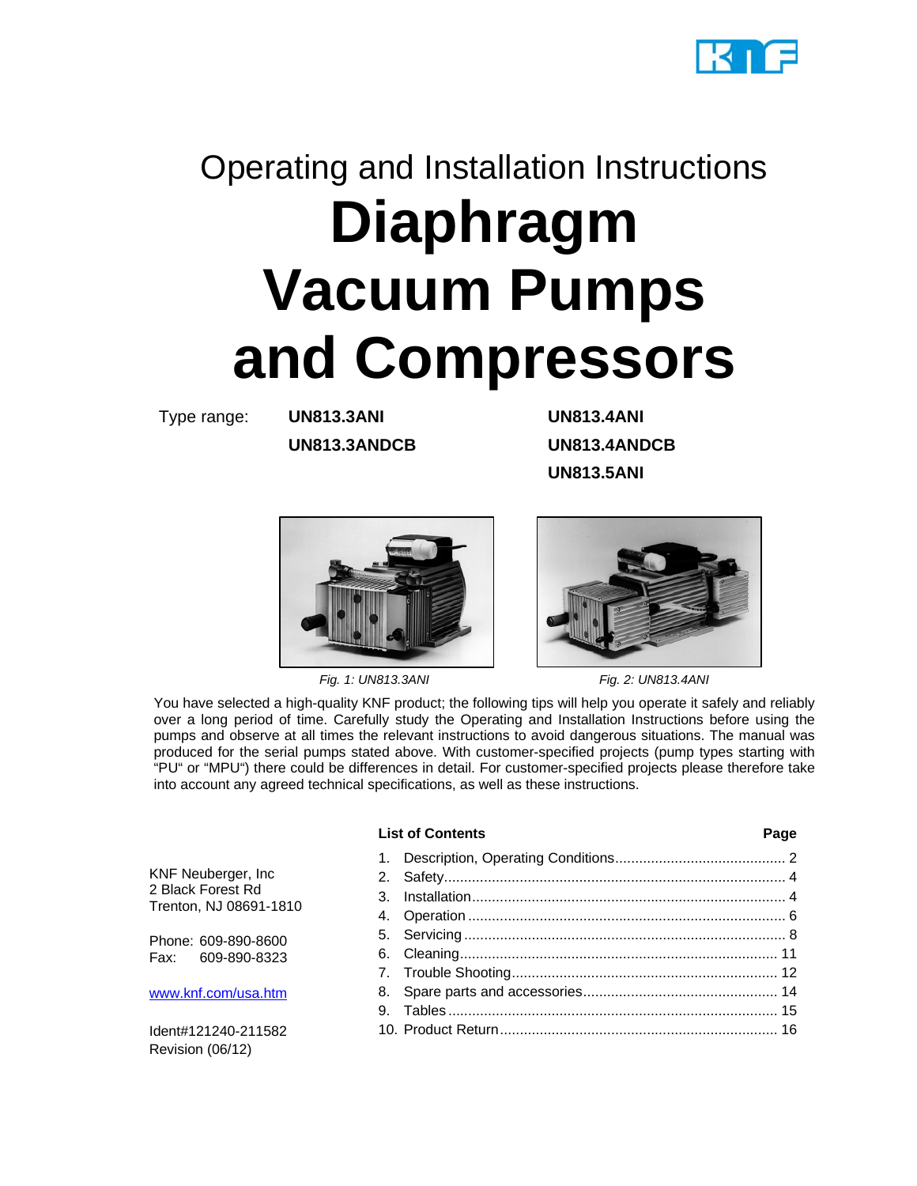Operating and Installation Instructions

# Diaphragm Vacuum Pumps and Compressors

Type range: **UN813.3ANI** **UN813.4ANI** **UN813.3ANDCB** **UN813.4ANDCB** **UN813.5ANI**

*Fig. 1: UN813.3ANI*

*Fig. 2: UN813.4ANI*

You have selected a high-quality KNF product; the following tips will help you operate it safely and reliably over a long period of time. Carefully study the Operating and Installation Instructions before using the pumps and observe at all times the relevant instructions to avoid dangerous situations. The manual was produced for the serial pumps stated above. With customer-specified projects (pump types starting with "PU" or "MPU") there could be differences in detail. For customer-specified projects please therefore take into account any agreed technical specifications, as well as these instructions.

KNF Neuberger, Inc
2 Black Forest Rd
Trenton, NJ 08691-1810

Phone: 609-890-8600
Fax: 609-890-8323

www.knf.com/usa.htm

Ident#121240-211582
Revision (06/12)

**List of Contents** **Page**

1. Description, Operating Conditions .... 2
2. Safety .... 4
3. Installation .... 4
4. Operation .... 6
5. Servicing .... 8
6. Cleaning .... 11
7. Trouble Shooting .... 12
8. Spare parts and accessories .... 14
9. Tables .... 15
10. Product Return .... 16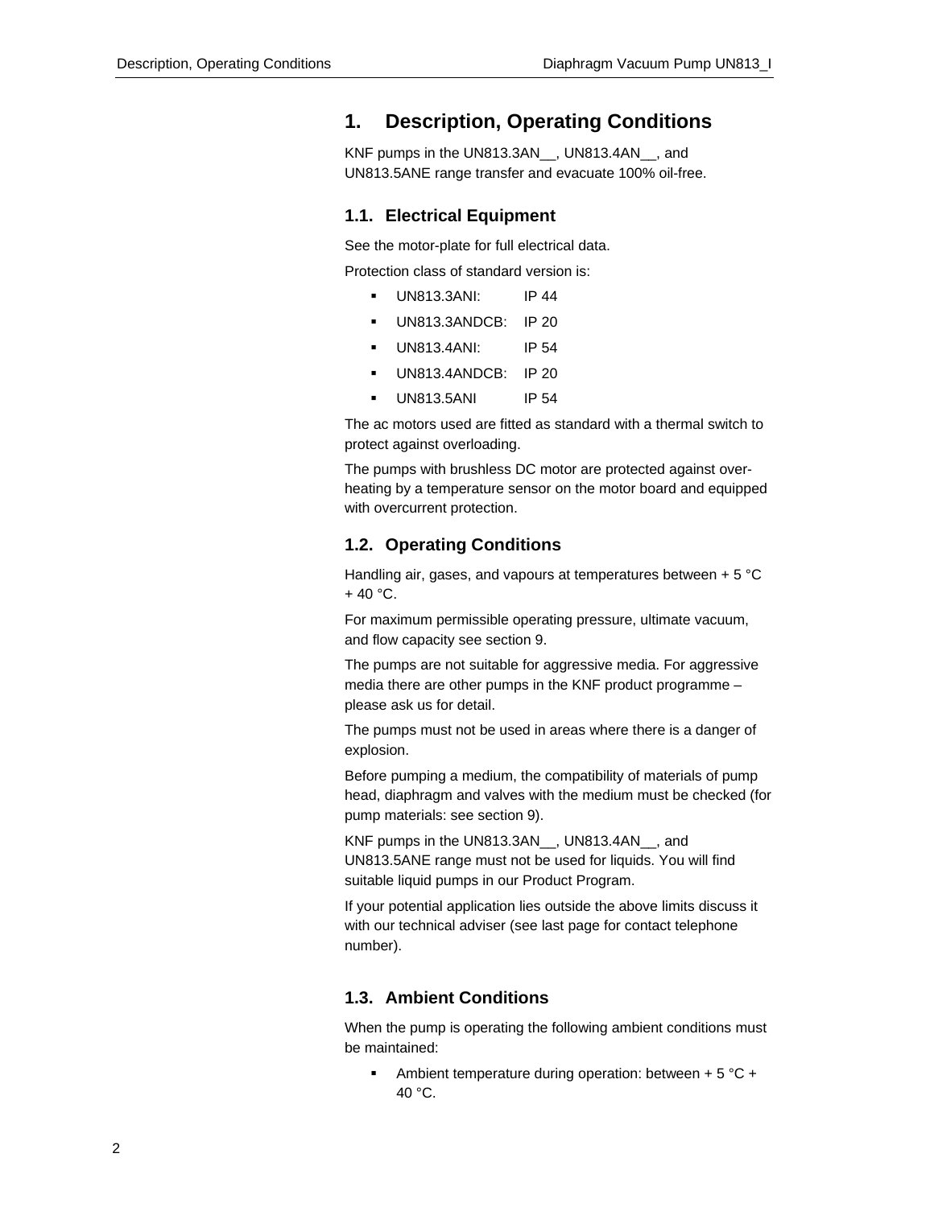# 1. Description, Operating Conditions

KNF pumps in the UN813.3AN__, UN813.4AN__, and UN813.5ANE range transfer and evacuate 100% oil-free.

## 1.1. Electrical Equipment

See the motor-plate for full electrical data.

Protection class of standard version is:

- UN813.3ANI: IP 44
- UN813.3ANDCB: IP 20
- UN813.4ANI: IP 54
- UN813.4ANDCB: IP 20
- UN813.5ANI IP 54

The ac motors used are fitted as standard with a thermal switch to protect against overloading.

The pumps with brushless DC motor are protected against over-heating by a temperature sensor on the motor board and equipped with overcurrent protection.

## 1.2. Operating Conditions

Handling air, gases, and vapours at temperatures between + 5 °C + 40 °C.

For maximum permissible operating pressure, ultimate vacuum, and flow capacity see section 9.

The pumps are not suitable for aggressive media. For aggressive media there are other pumps in the KNF product programme – please ask us for detail.

The pumps must not be used in areas where there is a danger of explosion.

Before pumping a medium, the compatibility of materials of pump head, diaphragm and valves with the medium must be checked (for pump materials: see section 9).

KNF pumps in the UN813.3AN__, UN813.4AN__, and UN813.5ANE range must not be used for liquids. You will find suitable liquid pumps in our Product Program.

If your potential application lies outside the above limits discuss it with our technical adviser (see last page for contact telephone number).

## 1.3. Ambient Conditions

When the pump is operating the following ambient conditions must be maintained:

- Ambient temperature during operation: between + 5 °C + 40 °C.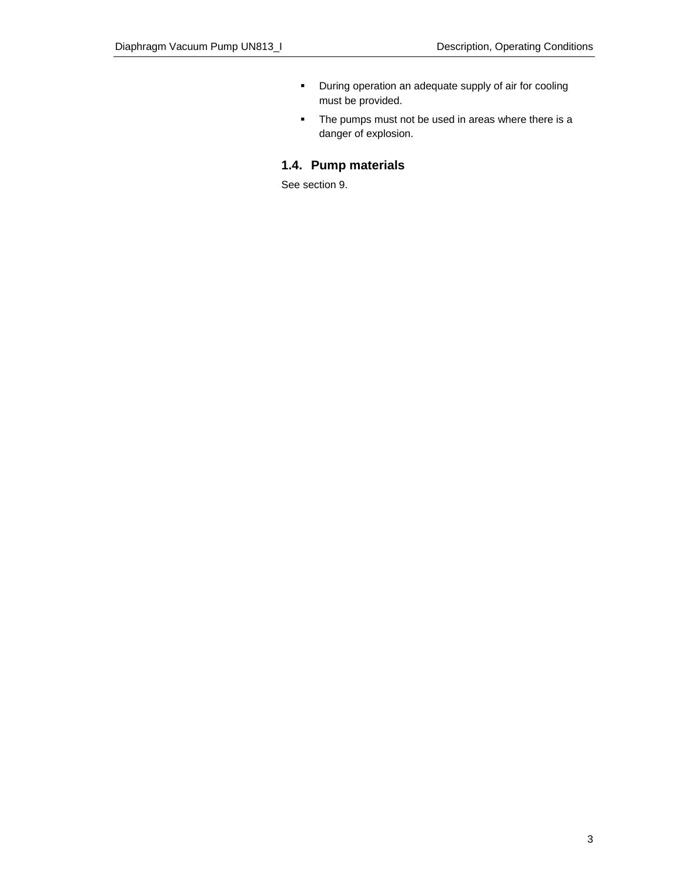- During operation an adequate supply of air for cooling must be provided.
- The pumps must not be used in areas where there is a danger of explosion.

### 1.4. Pump materials

See section 9.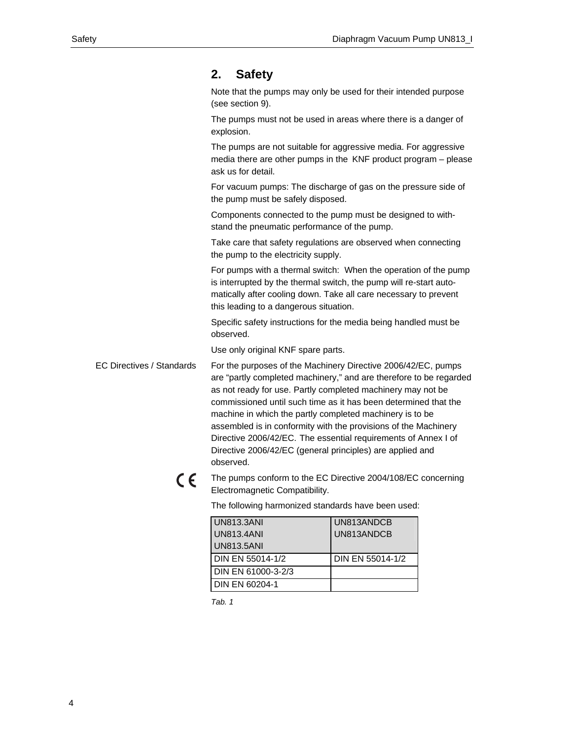## 2. Safety

Note that the pumps may only be used for their intended purpose (see section 9).

The pumps must not be used in areas where there is a danger of explosion.

The pumps are not suitable for aggressive media. For aggressive media there are other pumps in the KNF product program – please ask us for detail.

For vacuum pumps: The discharge of gas on the pressure side of the pump must be safely disposed.

Components connected to the pump must be designed to withstand the pneumatic performance of the pump.

Take care that safety regulations are observed when connecting the pump to the electricity supply.

For pumps with a thermal switch: When the operation of the pump is interrupted by the thermal switch, the pump will re-start automatically after cooling down. Take all care necessary to prevent this leading to a dangerous situation.

Specific safety instructions for the media being handled must be observed.

Use only original KNF spare parts.

**EC Directives / Standards**

For the purposes of the Machinery Directive 2006/42/EC, pumps are "partly completed machinery," and are therefore to be regarded as not ready for use. Partly completed machinery may not be commissioned until such time as it has been determined that the machine in which the partly completed machinery is to be assembled is in conformity with the provisions of the Machinery Directive 2006/42/EC. The essential requirements of Annex I of Directive 2006/42/EC (general principles) are applied and observed.

CE

The pumps conform to the EC Directive 2004/108/EC concerning Electromagnetic Compatibility.

The following harmonized standards have been used:

| UN813.3ANI<br>UN813.4ANI<br>UN813.5ANI | UN813ANDCB<br>UN813ANDCB |
|---|---|
| DIN EN 55014-1/2 | DIN EN 55014-1/2 |
| DIN EN 61000-3-2/3 | |
| DIN EN 60204-1 | |

*Tab. 1*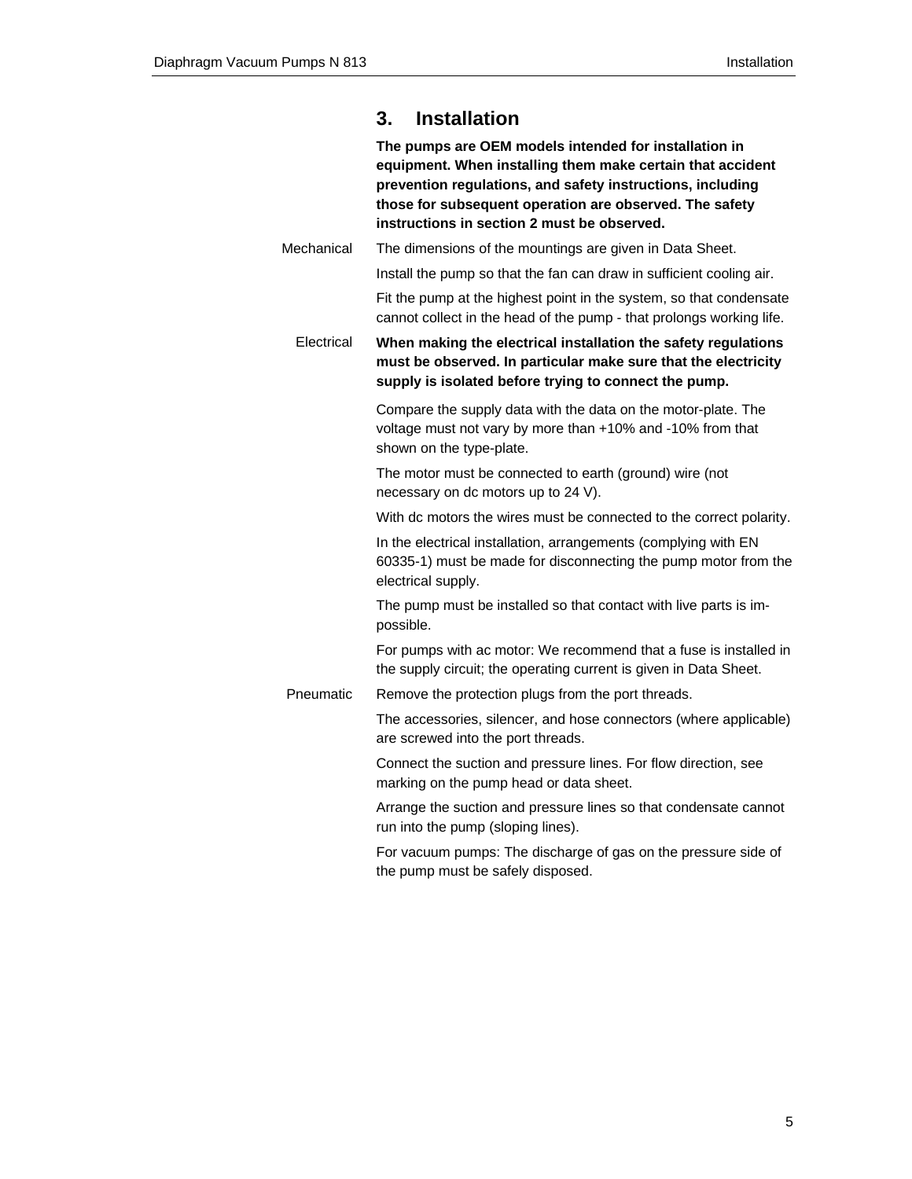## 3. Installation

**The pumps are OEM models intended for installation in equipment. When installing them make certain that accident prevention regulations, and safety instructions, including those for subsequent operation are observed. The safety instructions in section 2 must be observed.**

Mechanical

The dimensions of the mountings are given in Data Sheet.

Install the pump so that the fan can draw in sufficient cooling air.

Fit the pump at the highest point in the system, so that condensate cannot collect in the head of the pump - that prolongs working life.

Electrical

**When making the electrical installation the safety regulations must be observed. In particular make sure that the electricity supply is isolated before trying to connect the pump.**

Compare the supply data with the data on the motor-plate. The voltage must not vary by more than +10% and -10% from that shown on the type-plate.

The motor must be connected to earth (ground) wire (not necessary on dc motors up to 24 V).

With dc motors the wires must be connected to the correct polarity.

In the electrical installation, arrangements (complying with EN 60335-1) must be made for disconnecting the pump motor from the electrical supply.

The pump must be installed so that contact with live parts is impossible.

For pumps with ac motor: We recommend that a fuse is installed in the supply circuit; the operating current is given in Data Sheet.

Pneumatic

Remove the protection plugs from the port threads.

The accessories, silencer, and hose connectors (where applicable) are screwed into the port threads.

Connect the suction and pressure lines. For flow direction, see marking on the pump head or data sheet.

Arrange the suction and pressure lines so that condensate cannot run into the pump (sloping lines).

For vacuum pumps: The discharge of gas on the pressure side of the pump must be safely disposed.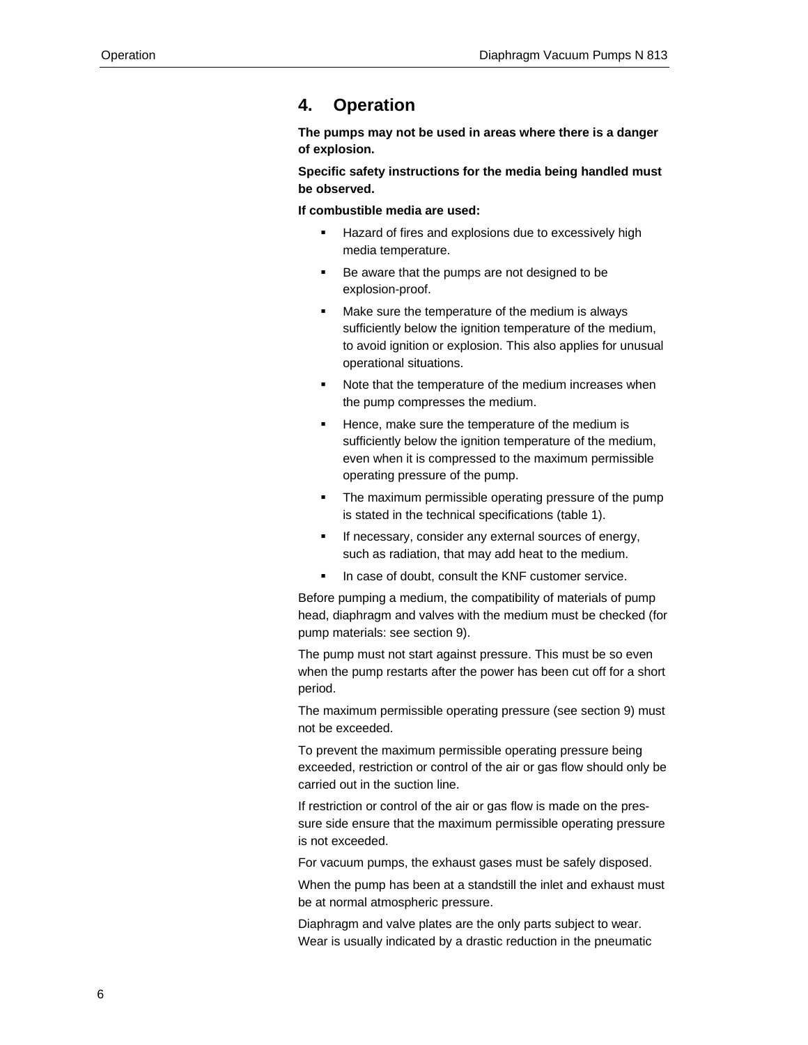# 4. Operation

**The pumps may not be used in areas where there is a danger of explosion.**

**Specific safety instructions for the media being handled must be observed.**

**If combustible media are used:**

- Hazard of fires and explosions due to excessively high media temperature.
- Be aware that the pumps are not designed to be explosion-proof.
- Make sure the temperature of the medium is always sufficiently below the ignition temperature of the medium, to avoid ignition or explosion. This also applies for unusual operational situations.
- Note that the temperature of the medium increases when the pump compresses the medium.
- Hence, make sure the temperature of the medium is sufficiently below the ignition temperature of the medium, even when it is compressed to the maximum permissible operating pressure of the pump.
- The maximum permissible operating pressure of the pump is stated in the technical specifications (table 1).
- If necessary, consider any external sources of energy, such as radiation, that may add heat to the medium.
- In case of doubt, consult the KNF customer service.

Before pumping a medium, the compatibility of materials of pump head, diaphragm and valves with the medium must be checked (for pump materials: see section 9).

The pump must not start against pressure. This must be so even when the pump restarts after the power has been cut off for a short period.

The maximum permissible operating pressure (see section 9) must not be exceeded.

To prevent the maximum permissible operating pressure being exceeded, restriction or control of the air or gas flow should only be carried out in the suction line.

If restriction or control of the air or gas flow is made on the pressure side ensure that the maximum permissible operating pressure is not exceeded.

For vacuum pumps, the exhaust gases must be safely disposed.

When the pump has been at a standstill the inlet and exhaust must be at normal atmospheric pressure.

Diaphragm and valve plates are the only parts subject to wear. Wear is usually indicated by a drastic reduction in the pneumatic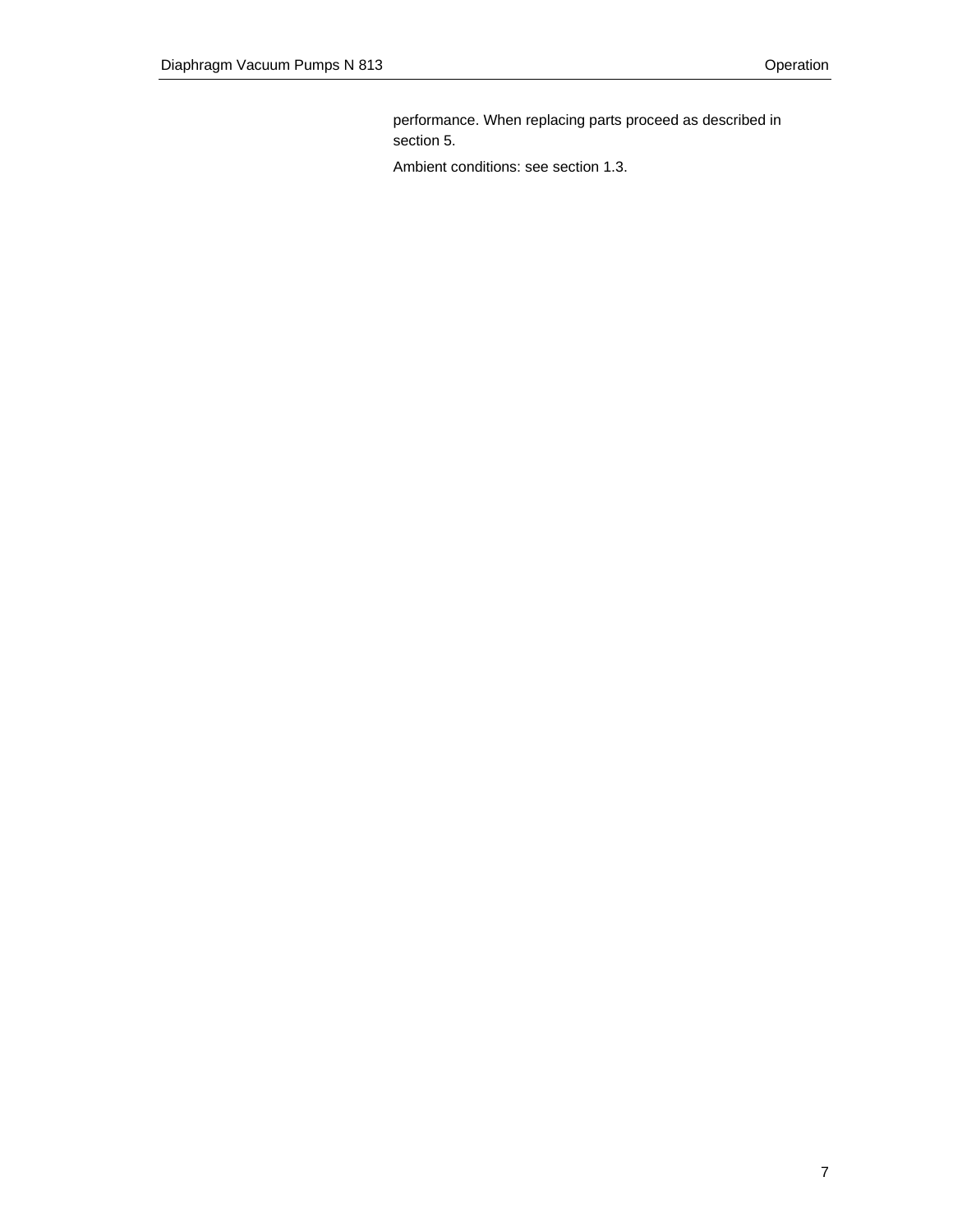performance. When replacing parts proceed as described in section 5.

Ambient conditions: see section 1.3.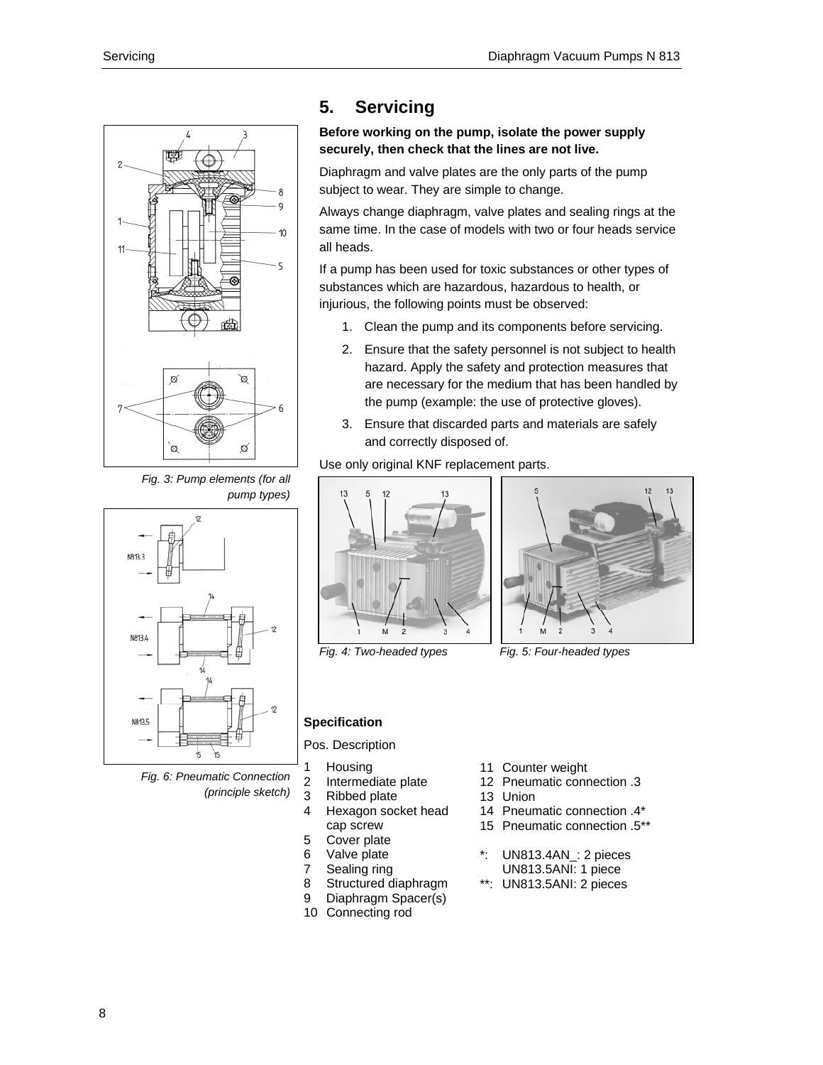# 5. Servicing

**Before working on the pump, isolate the power supply securely, then check that the lines are not live.**

Diaphragm and valve plates are the only parts of the pump subject to wear. They are simple to change.

Always change diaphragm, valve plates and sealing rings at the same time. In the case of models with two or four heads service all heads.

If a pump has been used for toxic substances or other types of substances which are hazardous, hazardous to health, or injurious, the following points must be observed:

1. Clean the pump and its components before servicing.
2. Ensure that the safety personnel is not subject to health hazard. Apply the safety and protection measures that are necessary for the medium that has been handled by the pump (example: the use of protective gloves).
3. Ensure that discarded parts and materials are safely and correctly disposed of.

Use only original KNF replacement parts.

*Fig. 3: Pump elements (for all pump types)*

*Fig. 4: Two-headed types*

*Fig. 5: Four-headed types*

*Fig. 6: Pneumatic Connection (principle sketch)*

**Specification**

Pos. Description

1 Housing
2 Intermediate plate
3 Ribbed plate
4 Hexagon socket head cap screw
5 Cover plate
6 Valve plate
7 Sealing ring
8 Structured diaphragm
9 Diaphragm Spacer(s)
10 Connecting rod
11 Counter weight
12 Pneumatic connection .3
13 Union
14 Pneumatic connection .4*
15 Pneumatic connection .5**

*: UN813.4AN_: 2 pieces
UN813.5ANI: 1 piece

**: UN813.5ANI: 2 pieces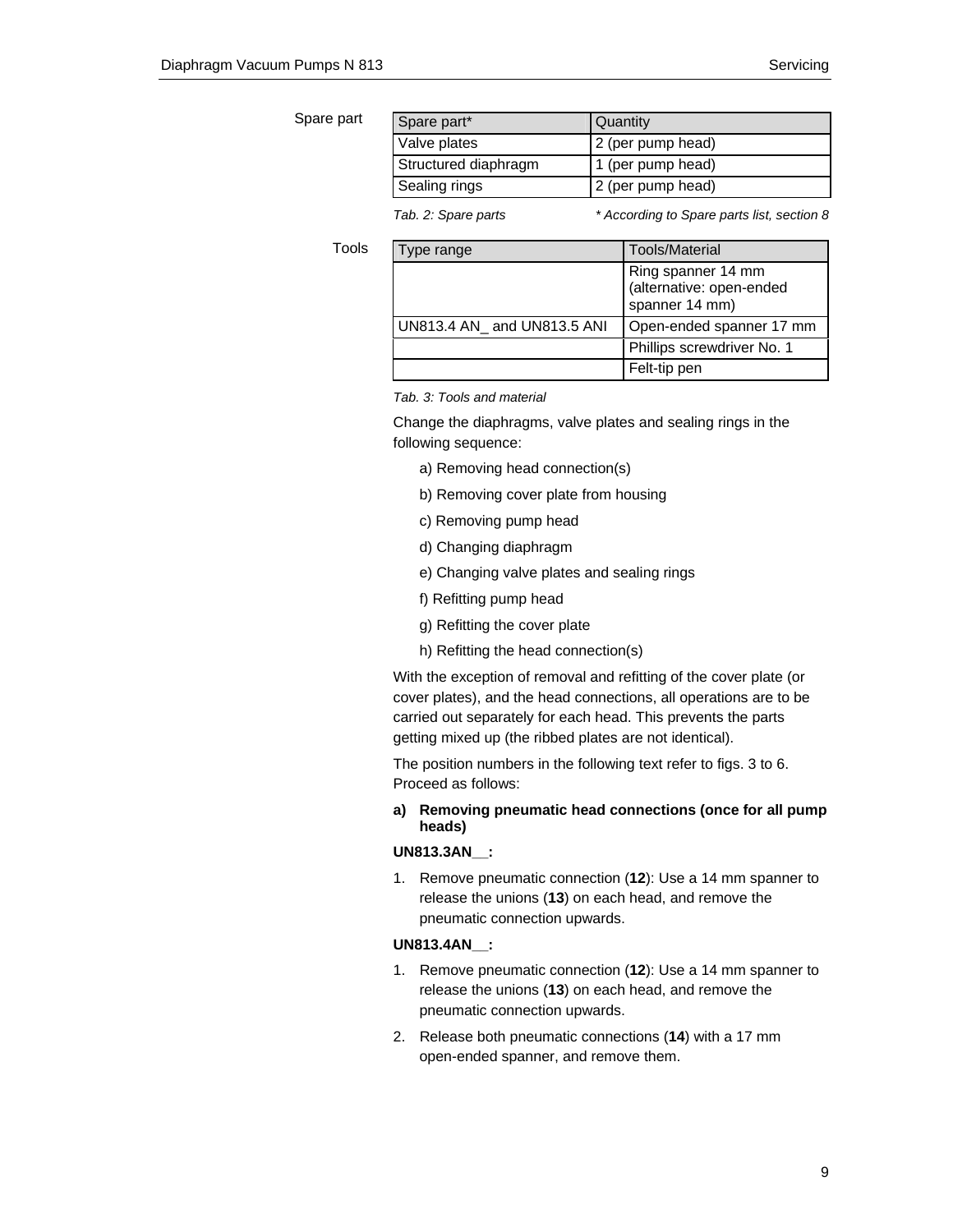Spare part

| Spare part* | Quantity |
| --- | --- |
| Valve plates | 2 (per pump head) |
| Structured diaphragm | 1 (per pump head) |
| Sealing rings | 2 (per pump head) |

*Tab. 2: Spare parts* *\* According to Spare parts list, section 8*

Tools

| Type range | Tools/Material |
| --- | --- |
| | Ring spanner 14 mm (alternative: open-ended spanner 14 mm) |
| UN813.4 AN_ and UN813.5 ANI | Open-ended spanner 17 mm |
| | Phillips screwdriver No. 1 |
| | Felt-tip pen |

*Tab. 3: Tools and material*

Change the diaphragms, valve plates and sealing rings in the following sequence:

a) Removing head connection(s)

b) Removing cover plate from housing

c) Removing pump head

d) Changing diaphragm

e) Changing valve plates and sealing rings

f) Refitting pump head

g) Refitting the cover plate

h) Refitting the head connection(s)

With the exception of removal and refitting of the cover plate (or cover plates), and the head connections, all operations are to be carried out separately for each head. This prevents the parts getting mixed up (the ribbed plates are not identical).

The position numbers in the following text refer to figs. 3 to 6. Proceed as follows:

**a) Removing pneumatic head connections (once for all pump heads)**

**UN813.3AN__:**

1. Remove pneumatic connection (**12**): Use a 14 mm spanner to release the unions (**13**) on each head, and remove the pneumatic connection upwards.

**UN813.4AN__:**

1. Remove pneumatic connection (**12**): Use a 14 mm spanner to release the unions (**13**) on each head, and remove the pneumatic connection upwards.
2. Release both pneumatic connections (**14**) with a 17 mm open-ended spanner, and remove them.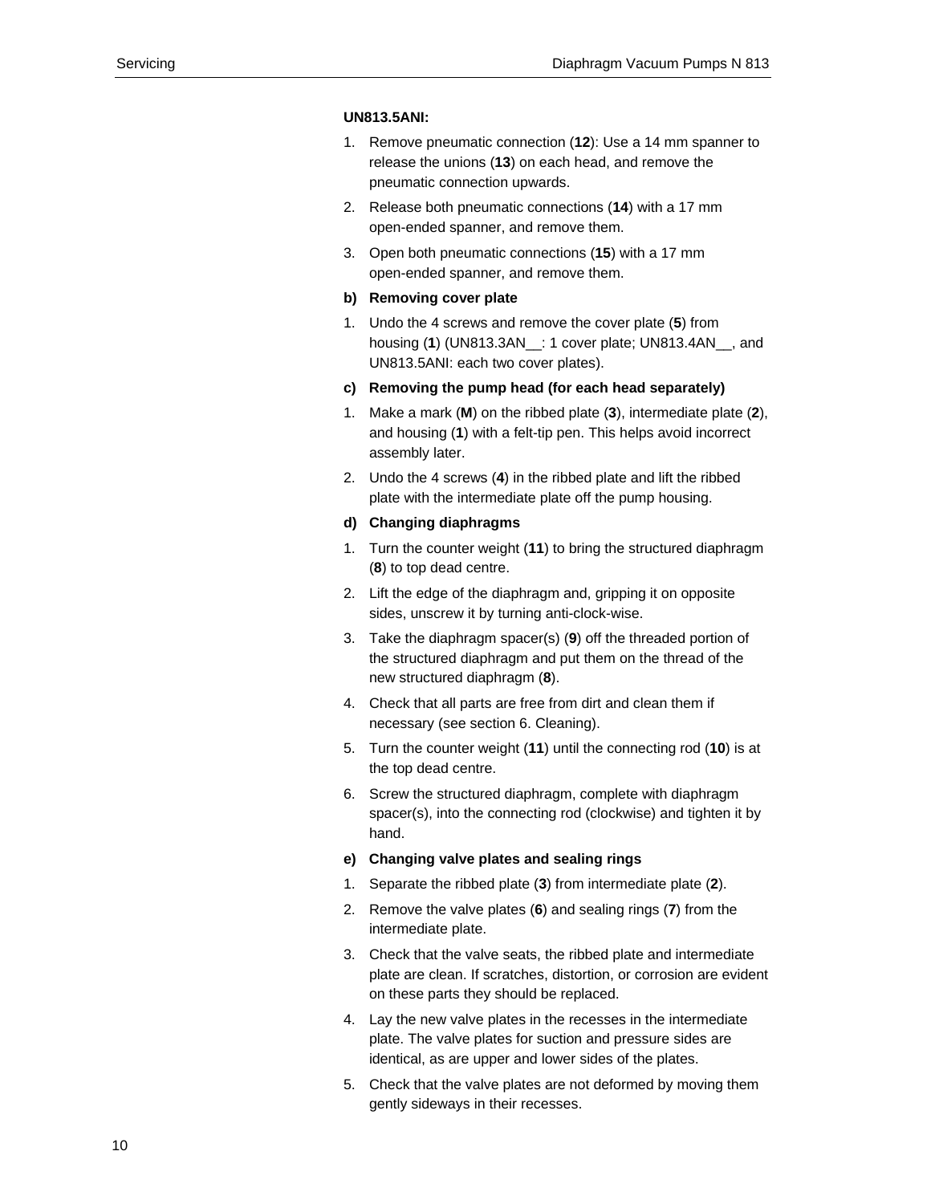**UN813.5ANI:**

1. Remove pneumatic connection (**12**): Use a 14 mm spanner to release the unions (**13**) on each head, and remove the pneumatic connection upwards.
2. Release both pneumatic connections (**14**) with a 17 mm open-ended spanner, and remove them.
3. Open both pneumatic connections (**15**) with a 17 mm open-ended spanner, and remove them.

**b) Removing cover plate**

1. Undo the 4 screws and remove the cover plate (**5**) from housing (**1**) (UN813.3AN__: 1 cover plate; UN813.4AN__, and UN813.5ANI: each two cover plates).

**c) Removing the pump head (for each head separately)**

1. Make a mark (**M**) on the ribbed plate (**3**), intermediate plate (**2**), and housing (**1**) with a felt-tip pen. This helps avoid incorrect assembly later.
2. Undo the 4 screws (**4**) in the ribbed plate and lift the ribbed plate with the intermediate plate off the pump housing.

**d) Changing diaphragms**

1. Turn the counter weight (**11**) to bring the structured diaphragm (**8**) to top dead centre.
2. Lift the edge of the diaphragm and, gripping it on opposite sides, unscrew it by turning anti-clock-wise.
3. Take the diaphragm spacer(s) (**9**) off the threaded portion of the structured diaphragm and put them on the thread of the new structured diaphragm (**8**).
4. Check that all parts are free from dirt and clean them if necessary (see section 6. Cleaning).
5. Turn the counter weight (**11**) until the connecting rod (**10**) is at the top dead centre.
6. Screw the structured diaphragm, complete with diaphragm spacer(s), into the connecting rod (clockwise) and tighten it by hand.

**e) Changing valve plates and sealing rings**

1. Separate the ribbed plate (**3**) from intermediate plate (**2**).
2. Remove the valve plates (**6**) and sealing rings (**7**) from the intermediate plate.
3. Check that the valve seats, the ribbed plate and intermediate plate are clean. If scratches, distortion, or corrosion are evident on these parts they should be replaced.
4. Lay the new valve plates in the recesses in the intermediate plate. The valve plates for suction and pressure sides are identical, as are upper and lower sides of the plates.
5. Check that the valve plates are not deformed by moving them gently sideways in their recesses.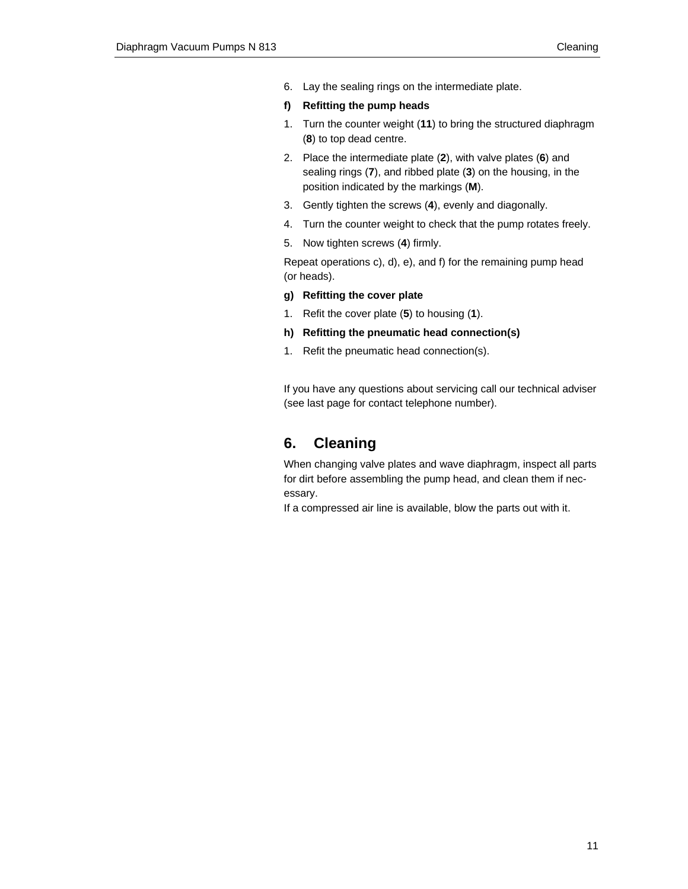6. Lay the sealing rings on the intermediate plate.

**f) Refitting the pump heads**

1. Turn the counter weight (**11**) to bring the structured diaphragm (**8**) to top dead centre.
2. Place the intermediate plate (**2**), with valve plates (**6**) and sealing rings (**7**), and ribbed plate (**3**) on the housing, in the position indicated by the markings (**M**).
3. Gently tighten the screws (**4**), evenly and diagonally.
4. Turn the counter weight to check that the pump rotates freely.
5. Now tighten screws (**4**) firmly.

Repeat operations c), d), e), and f) for the remaining pump head (or heads).

**g) Refitting the cover plate**

1. Refit the cover plate (**5**) to housing (**1**).

**h) Refitting the pneumatic head connection(s)**

1. Refit the pneumatic head connection(s).

If you have any questions about servicing call our technical adviser (see last page for contact telephone number).

# 6. Cleaning

When changing valve plates and wave diaphragm, inspect all parts for dirt before assembling the pump head, and clean them if necessary.
If a compressed air line is available, blow the parts out with it.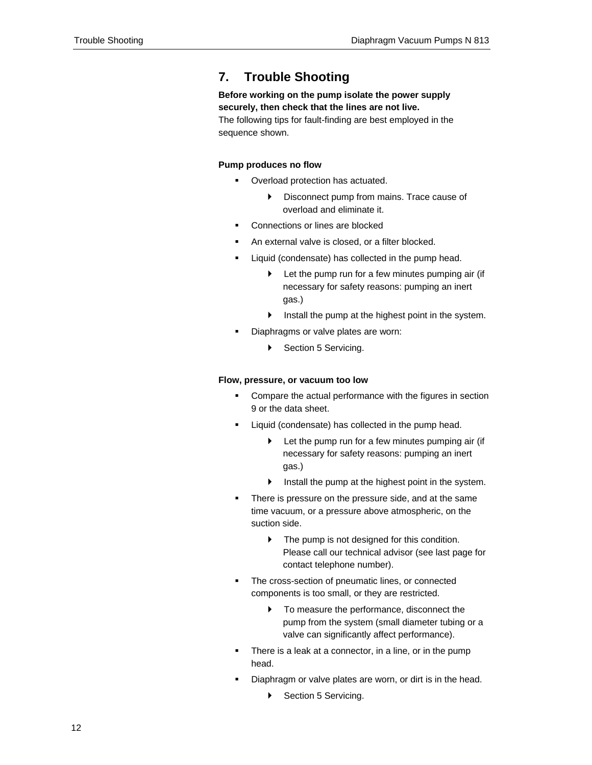## 7. Trouble Shooting

**Before working on the pump isolate the power supply securely, then check that the lines are not live.**
The following tips for fault-finding are best employed in the sequence shown.

**Pump produces no flow**

- Overload protection has actuated.
  - Disconnect pump from mains. Trace cause of overload and eliminate it.
- Connections or lines are blocked
- An external valve is closed, or a filter blocked.
- Liquid (condensate) has collected in the pump head.
  - Let the pump run for a few minutes pumping air (if necessary for safety reasons: pumping an inert gas.)
  - Install the pump at the highest point in the system.
- Diaphragms or valve plates are worn:
  - Section 5 Servicing.

**Flow, pressure, or vacuum too low**

- Compare the actual performance with the figures in section 9 or the data sheet.
- Liquid (condensate) has collected in the pump head.
  - Let the pump run for a few minutes pumping air (if necessary for safety reasons: pumping an inert gas.)
  - Install the pump at the highest point in the system.
- There is pressure on the pressure side, and at the same time vacuum, or a pressure above atmospheric, on the suction side.
  - The pump is not designed for this condition. Please call our technical advisor (see last page for contact telephone number).
- The cross-section of pneumatic lines, or connected components is too small, or they are restricted.
  - To measure the performance, disconnect the pump from the system (small diameter tubing or a valve can significantly affect performance).
- There is a leak at a connector, in a line, or in the pump head.
- Diaphragm or valve plates are worn, or dirt is in the head.
  - Section 5 Servicing.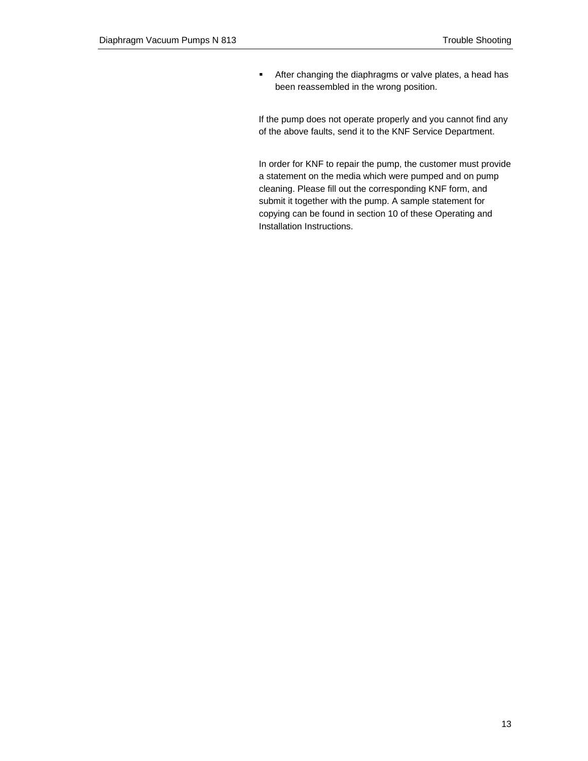- After changing the diaphragms or valve plates, a head has been reassembled in the wrong position.

If the pump does not operate properly and you cannot find any of the above faults, send it to the KNF Service Department.

In order for KNF to repair the pump, the customer must provide a statement on the media which were pumped and on pump cleaning. Please fill out the corresponding KNF form, and submit it together with the pump. A sample statement for copying can be found in section 10 of these Operating and Installation Instructions.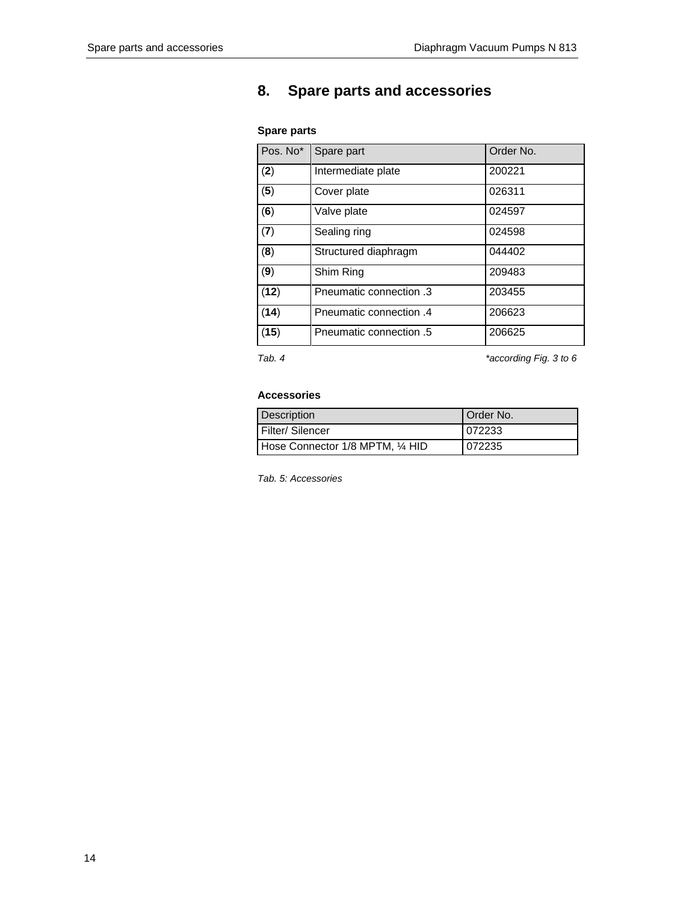# 8. Spare parts and accessories

### Spare parts

| Pos. No* | Spare part | Order No. |
|---|---|---|
| (**2**) | Intermediate plate | 200221 |
| (**5**) | Cover plate | 026311 |
| (**6**) | Valve plate | 024597 |
| (**7**) | Sealing ring | 024598 |
| (**8**) | Structured diaphragm | 044402 |
| (**9**) | Shim Ring | 209483 |
| (**12**) | Pneumatic connection .3 | 203455 |
| (**14**) | Pneumatic connection .4 | 206623 |
| (**15**) | Pneumatic connection .5 | 206625 |

*Tab. 4* *according Fig. 3 to 6*

### Accessories

| Description | Order No. |
|---|---|
| Filter/ Silencer | 072233 |
| Hose Connector 1/8 MPTM, ¼ HID | 072235 |

*Tab. 5: Accessories*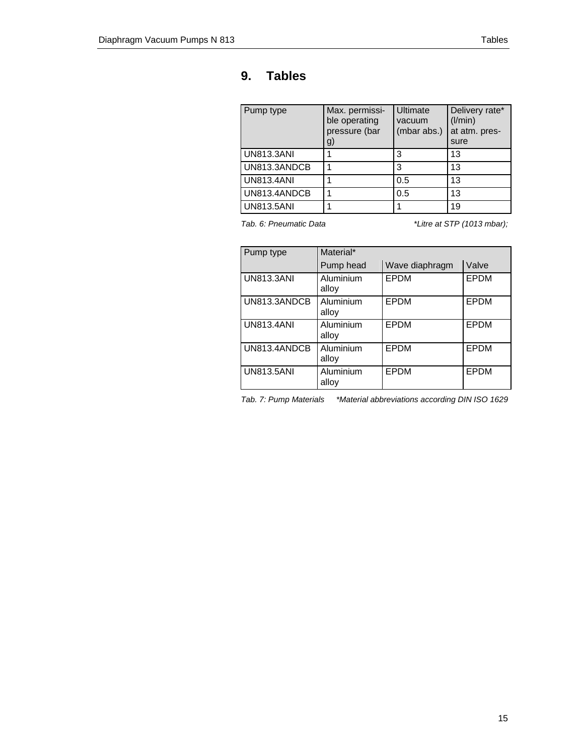# 9. Tables

| Pump type | Max. permissible operating pressure (bar g) | Ultimate vacuum (mbar abs.) | Delivery rate* (l/min) at atm. pressure |
|---|---|---|---|
| UN813.3ANI | 1 | 3 | 13 |
| UN813.3ANDCB | 1 | 3 | 13 |
| UN813.4ANI | 1 | 0.5 | 13 |
| UN813.4ANDCB | 1 | 0.5 | 13 |
| UN813.5ANI | 1 | 1 | 19 |

*Tab. 6: Pneumatic Data* *\*Litre at STP (1013 mbar);*

| Pump type | Material* | | |
|---|---|---|---|
| | Pump head | Wave diaphragm | Valve |
| UN813.3ANI | Aluminium alloy | EPDM | EPDM |
| UN813.3ANDCB | Aluminium alloy | EPDM | EPDM |
| UN813.4ANI | Aluminium alloy | EPDM | EPDM |
| UN813.4ANDCB | Aluminium alloy | EPDM | EPDM |
| UN813.5ANI | Aluminium alloy | EPDM | EPDM |

*Tab. 7: Pump Materials* *\*Material abbreviations according DIN ISO 1629*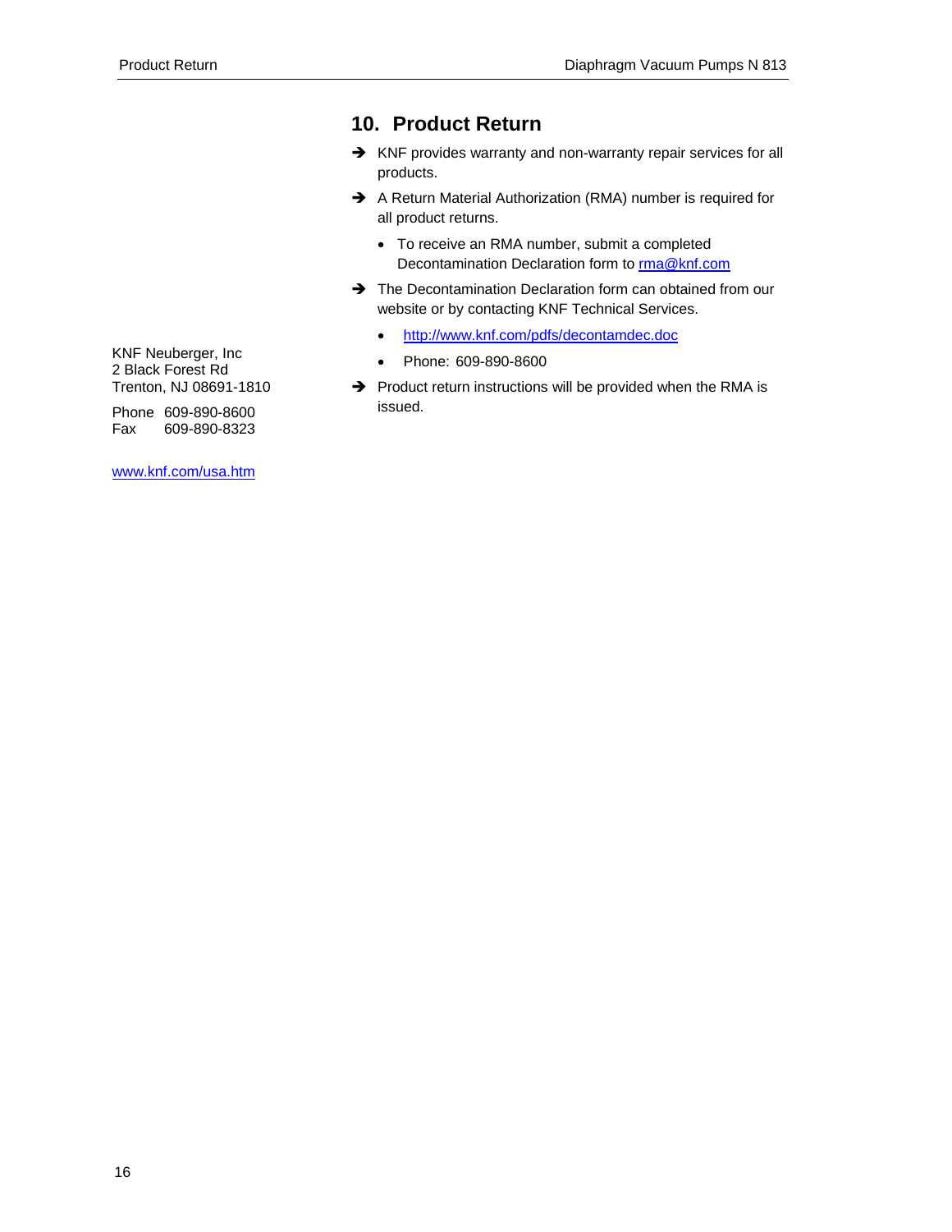# 10. Product Return

KNF Neuberger, Inc
2 Black Forest Rd
Trenton, NJ 08691-1810

Phone 609-890-8600
Fax 609-890-8323

www.knf.com/usa.htm

- KNF provides warranty and non-warranty repair services for all products.
- A Return Material Authorization (RMA) number is required for all product returns.
  - To receive an RMA number, submit a completed Decontamination Declaration form to rma@knf.com
- The Decontamination Declaration form can obtained from our website or by contacting KNF Technical Services.
  - http://www.knf.com/pdfs/decontamdec.doc
  - Phone: 609-890-8600
- Product return instructions will be provided when the RMA is issued.